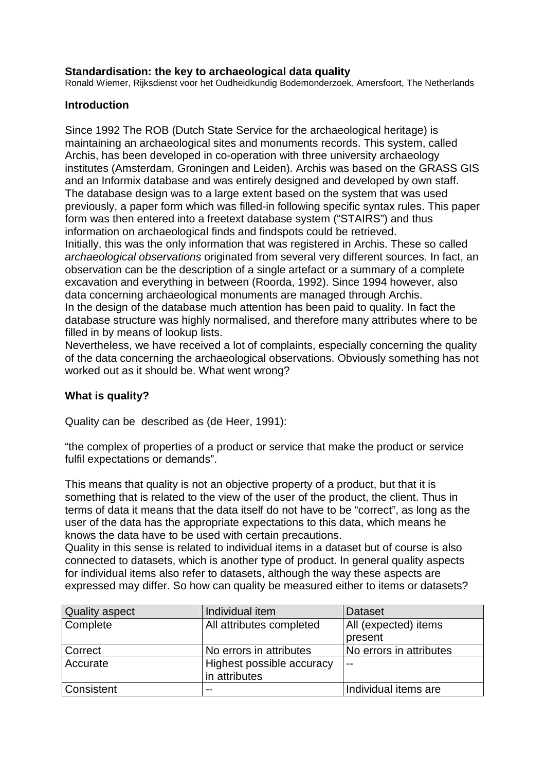**Standardisation: the key to archaeological data quality**
Ronald Wiemer, Rijksdienst voor het Oudheidkundig Bodemonderzoek, Amersfoort, The Netherlands

## Introduction

Since 1992 The ROB (Dutch State Service for the archaeological heritage) is maintaining an archaeological sites and monuments records. This system, called Archis, has been developed in co-operation with three university archaeology institutes (Amsterdam, Groningen and Leiden). Archis was based on the GRASS GIS and an Informix database and was entirely designed and developed by own staff. The database design was to a large extent based on the system that was used previously, a paper form which was filled-in following specific syntax rules. This paper form was then entered into a freetext database system ("STAIRS") and thus information on archaeological finds and findspots could be retrieved.
Initially, this was the only information that was registered in Archis. These so called *archaeological observations* originated from several very different sources. In fact, an observation can be the description of a single artefact or a summary of a complete excavation and everything in between (Roorda, 1992). Since 1994 however, also data concerning archaeological monuments are managed through Archis.
In the design of the database much attention has been paid to quality. In fact the database structure was highly normalised, and therefore many attributes where to be filled in by means of lookup lists.
Nevertheless, we have received a lot of complaints, especially concerning the quality of the data concerning the archaeological observations. Obviously something has not worked out as it should be. What went wrong?

## What is quality?

Quality can be described as (de Heer, 1991):

"the complex of properties of a product or service that make the product or service fulfil expectations or demands".

This means that quality is not an objective property of a product, but that it is something that is related to the view of the user of the product, the client. Thus in terms of data it means that the data itself do not have to be "correct", as long as the user of the data has the appropriate expectations to this data, which means he knows the data have to be used with certain precautions.
Quality in this sense is related to individual items in a dataset but of course is also connected to datasets, which is another type of product. In general quality aspects for individual items also refer to datasets, although the way these aspects are expressed may differ. So how can quality be measured either to items or datasets?

| Quality aspect | Individual item | Dataset |
|---|---|---|
| Complete | All attributes completed | All (expected) items present |
| Correct | No errors in attributes | No errors in attributes |
| Accurate | Highest possible accuracy in attributes | -- |
| Consistent | -- | Individual items are |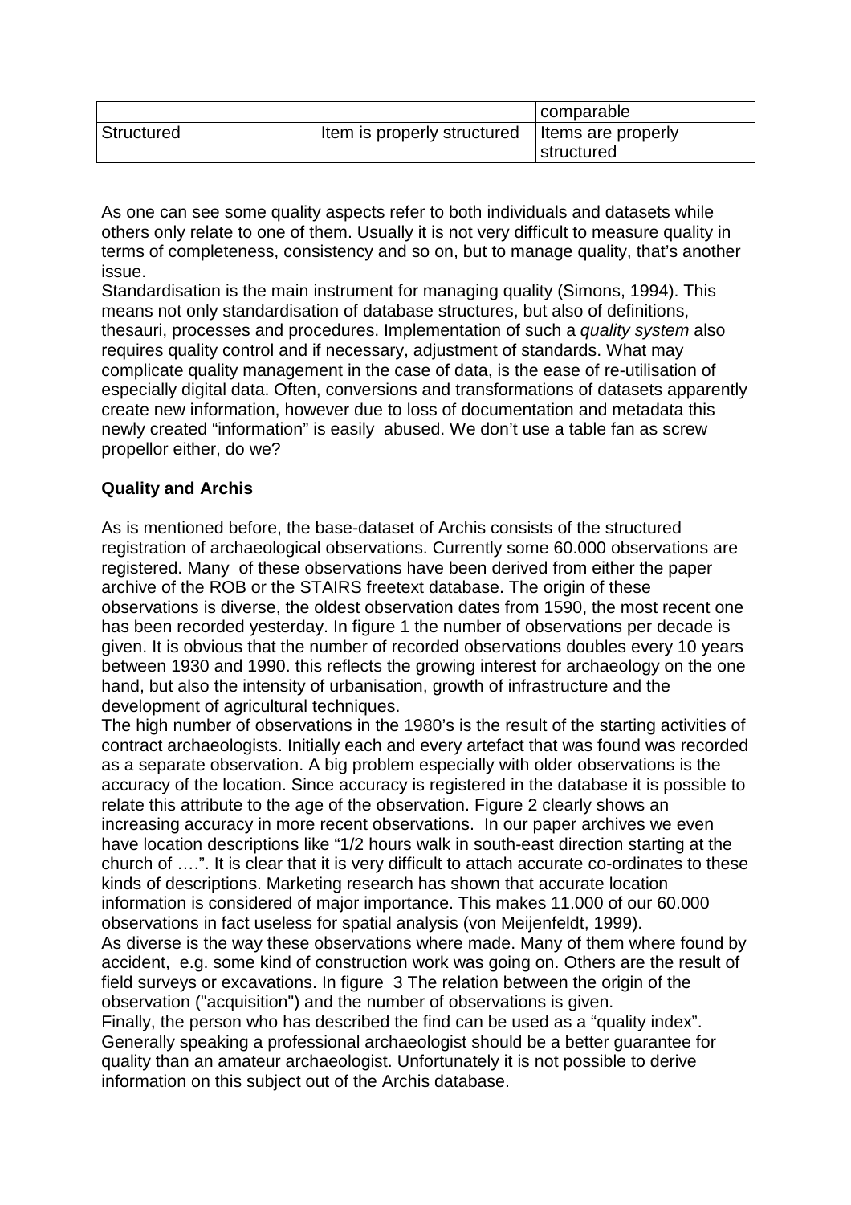| | | comparable |
|---|---|---|
| Structured | Item is properly structured | Items are properly structured |

As one can see some quality aspects refer to both individuals and datasets while others only relate to one of them. Usually it is not very difficult to measure quality in terms of completeness, consistency and so on, but to manage quality, that's another issue.

Standardisation is the main instrument for managing quality (Simons, 1994). This means not only standardisation of database structures, but also of definitions, thesauri, processes and procedures. Implementation of such a *quality system* also requires quality control and if necessary, adjustment of standards. What may complicate quality management in the case of data, is the ease of re-utilisation of especially digital data. Often, conversions and transformations of datasets apparently create new information, however due to loss of documentation and metadata this newly created "information" is easily abused. We don't use a table fan as screw propellor either, do we?

**Quality and Archis**

As is mentioned before, the base-dataset of Archis consists of the structured registration of archaeological observations. Currently some 60.000 observations are registered. Many of these observations have been derived from either the paper archive of the ROB or the STAIRS freetext database. The origin of these observations is diverse, the oldest observation dates from 1590, the most recent one has been recorded yesterday. In figure 1 the number of observations per decade is given. It is obvious that the number of recorded observations doubles every 10 years between 1930 and 1990. this reflects the growing interest for archaeology on the one hand, but also the intensity of urbanisation, growth of infrastructure and the development of agricultural techniques.

The high number of observations in the 1980's is the result of the starting activities of contract archaeologists. Initially each and every artefact that was found was recorded as a separate observation. A big problem especially with older observations is the accuracy of the location. Since accuracy is registered in the database it is possible to relate this attribute to the age of the observation. Figure 2 clearly shows an increasing accuracy in more recent observations. In our paper archives we even have location descriptions like "1/2 hours walk in south-east direction starting at the church of ….". It is clear that it is very difficult to attach accurate co-ordinates to these kinds of descriptions. Marketing research has shown that accurate location information is considered of major importance. This makes 11.000 of our 60.000 observations in fact useless for spatial analysis (von Meijenfeldt, 1999).

As diverse is the way these observations where made. Many of them where found by accident, e.g. some kind of construction work was going on. Others are the result of field surveys or excavations. In figure 3 The relation between the origin of the observation ("acquisition") and the number of observations is given.

Finally, the person who has described the find can be used as a "quality index". Generally speaking a professional archaeologist should be a better guarantee for quality than an amateur archaeologist. Unfortunately it is not possible to derive information on this subject out of the Archis database.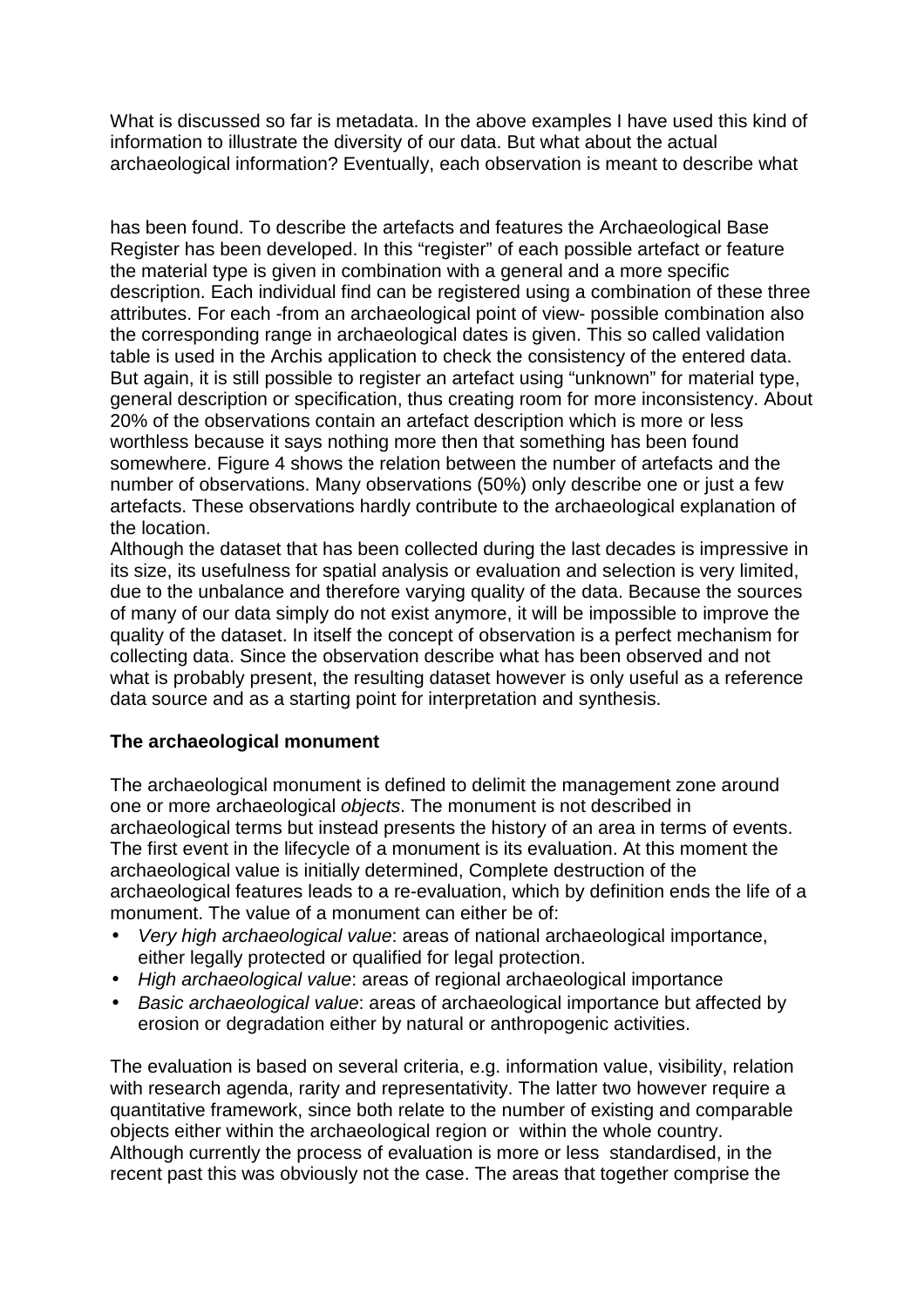What is discussed so far is metadata. In the above examples I have used this kind of information to illustrate the diversity of our data. But what about the actual archaeological information? Eventually, each observation is meant to describe what has been found. To describe the artefacts and features the Archaeological Base Register has been developed. In this "register" of each possible artefact or feature the material type is given in combination with a general and a more specific description. Each individual find can be registered using a combination of these three attributes. For each -from an archaeological point of view- possible combination also the corresponding range in archaeological dates is given. This so called validation table is used in the Archis application to check the consistency of the entered data. But again, it is still possible to register an artefact using "unknown" for material type, general description or specification, thus creating room for more inconsistency. About 20% of the observations contain an artefact description which is more or less worthless because it says nothing more then that something has been found somewhere. Figure 4 shows the relation between the number of artefacts and the number of observations. Many observations (50%) only describe one or just a few artefacts. These observations hardly contribute to the archaeological explanation of the location.

Although the dataset that has been collected during the last decades is impressive in its size, its usefulness for spatial analysis or evaluation and selection is very limited, due to the unbalance and therefore varying quality of the data. Because the sources of many of our data simply do not exist anymore, it will be impossible to improve the quality of the dataset. In itself the concept of observation is a perfect mechanism for collecting data. Since the observation describe what has been observed and not what is probably present, the resulting dataset however is only useful as a reference data source and as a starting point for interpretation and synthesis.

**The archaeological monument**

The archaeological monument is defined to delimit the management zone around one or more archaeological *objects*. The monument is not described in archaeological terms but instead presents the history of an area in terms of events. The first event in the lifecycle of a monument is its evaluation. At this moment the archaeological value is initially determined, Complete destruction of the archaeological features leads to a re-evaluation, which by definition ends the life of a monument. The value of a monument can either be of:

- *Very high archaeological value*: areas of national archaeological importance, either legally protected or qualified for legal protection.
- *High archaeological value*: areas of regional archaeological importance
- *Basic archaeological value*: areas of archaeological importance but affected by erosion or degradation either by natural or anthropogenic activities.

The evaluation is based on several criteria, e.g. information value, visibility, relation with research agenda, rarity and representativity. The latter two however require a quantitative framework, since both relate to the number of existing and comparable objects either within the archaeological region or within the whole country. Although currently the process of evaluation is more or less standardised, in the recent past this was obviously not the case. The areas that together comprise the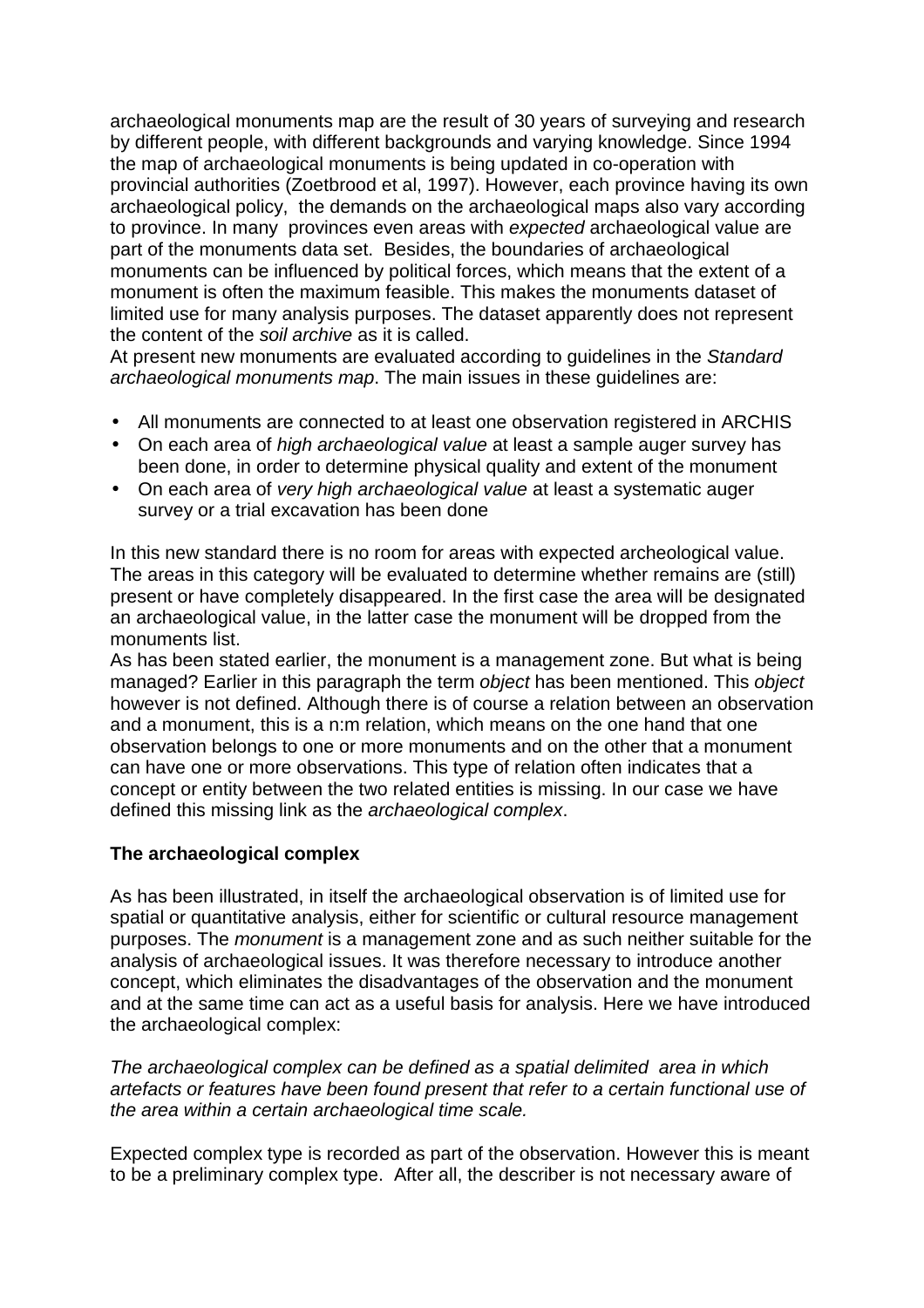archaeological monuments map are the result of 30 years of surveying and research by different people, with different backgrounds and varying knowledge. Since 1994 the map of archaeological monuments is being updated in co-operation with provincial authorities (Zoetbrood et al, 1997). However, each province having its own archaeological policy, the demands on the archaeological maps also vary according to province. In many provinces even areas with *expected* archaeological value are part of the monuments data set. Besides, the boundaries of archaeological monuments can be influenced by political forces, which means that the extent of a monument is often the maximum feasible. This makes the monuments dataset of limited use for many analysis purposes. The dataset apparently does not represent the content of the *soil archive* as it is called.
At present new monuments are evaluated according to guidelines in the *Standard archaeological monuments map*. The main issues in these guidelines are:

- All monuments are connected to at least one observation registered in ARCHIS
- On each area of *high archaeological value* at least a sample auger survey has been done, in order to determine physical quality and extent of the monument
- On each area of *very high archaeological value* at least a systematic auger survey or a trial excavation has been done

In this new standard there is no room for areas with expected archeological value. The areas in this category will be evaluated to determine whether remains are (still) present or have completely disappeared. In the first case the area will be designated an archaeological value, in the latter case the monument will be dropped from the monuments list.
As has been stated earlier, the monument is a management zone. But what is being managed? Earlier in this paragraph the term *object* has been mentioned. This *object* however is not defined. Although there is of course a relation between an observation and a monument, this is a n:m relation, which means on the one hand that one observation belongs to one or more monuments and on the other that a monument can have one or more observations. This type of relation often indicates that a concept or entity between the two related entities is missing. In our case we have defined this missing link as the *archaeological complex*.

**The archaeological complex**

As has been illustrated, in itself the archaeological observation is of limited use for spatial or quantitative analysis, either for scientific or cultural resource management purposes. The *monument* is a management zone and as such neither suitable for the analysis of archaeological issues. It was therefore necessary to introduce another concept, which eliminates the disadvantages of the observation and the monument and at the same time can act as a useful basis for analysis. Here we have introduced the archaeological complex:

*The archaeological complex can be defined as a spatial delimited area in which artefacts or features have been found present that refer to a certain functional use of the area within a certain archaeological time scale.*

Expected complex type is recorded as part of the observation. However this is meant to be a preliminary complex type. After all, the describer is not necessary aware of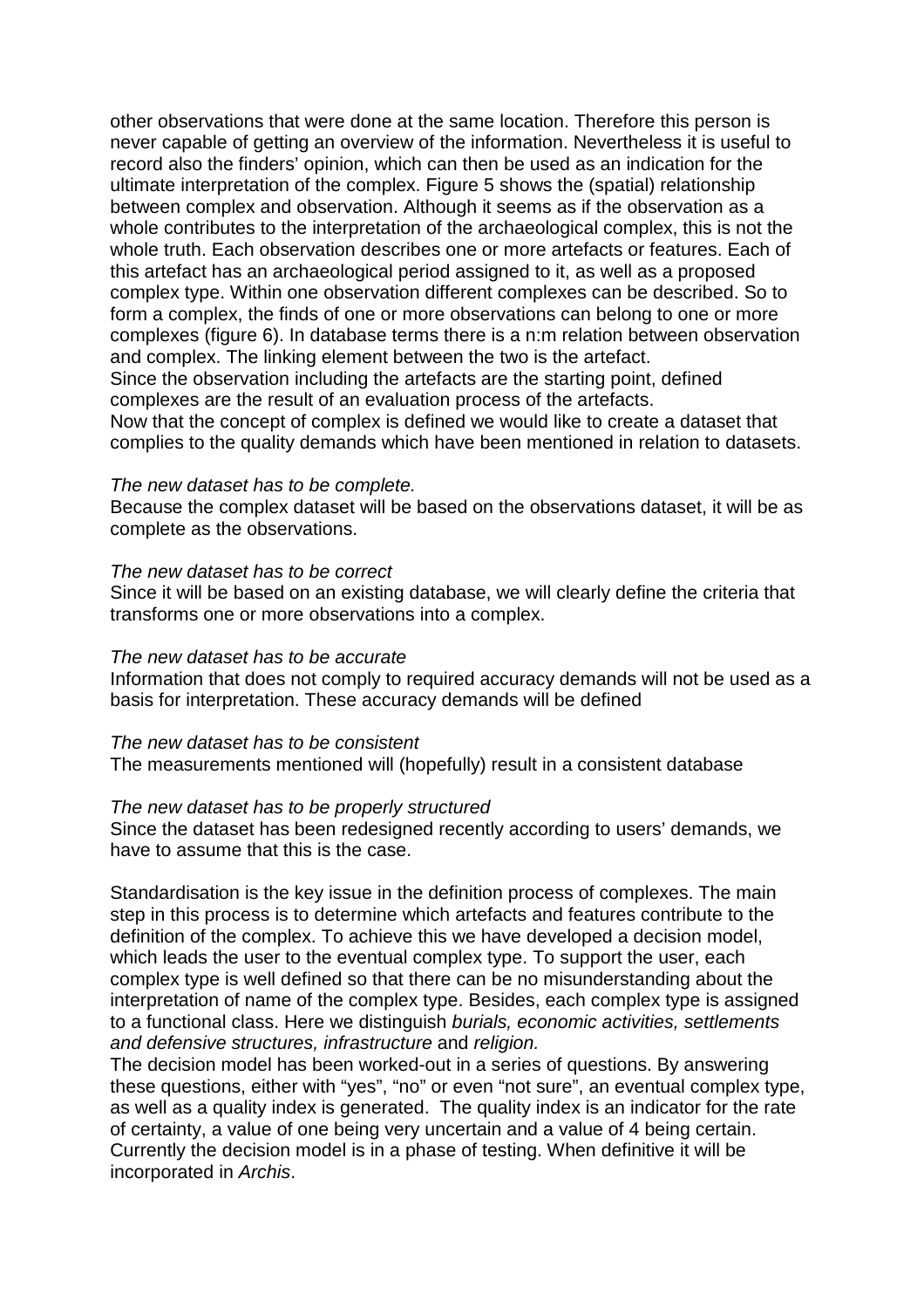other observations that were done at the same location. Therefore this person is never capable of getting an overview of the information. Nevertheless it is useful to record also the finders' opinion, which can then be used as an indication for the ultimate interpretation of the complex. Figure 5 shows the (spatial) relationship between complex and observation. Although it seems as if the observation as a whole contributes to the interpretation of the archaeological complex, this is not the whole truth. Each observation describes one or more artefacts or features. Each of this artefact has an archaeological period assigned to it, as well as a proposed complex type. Within one observation different complexes can be described. So to form a complex, the finds of one or more observations can belong to one or more complexes (figure 6). In database terms there is a n:m relation between observation and complex. The linking element between the two is the artefact.
Since the observation including the artefacts are the starting point, defined complexes are the result of an evaluation process of the artefacts.
Now that the concept of complex is defined we would like to create a dataset that complies to the quality demands which have been mentioned in relation to datasets.

*The new dataset has to be complete.*
Because the complex dataset will be based on the observations dataset, it will be as complete as the observations.

*The new dataset has to be correct*
Since it will be based on an existing database, we will clearly define the criteria that transforms one or more observations into a complex.

*The new dataset has to be accurate*
Information that does not comply to required accuracy demands will not be used as a basis for interpretation. These accuracy demands will be defined

*The new dataset has to be consistent*
The measurements mentioned will (hopefully) result in a consistent database

*The new dataset has to be properly structured*
Since the dataset has been redesigned recently according to users' demands, we have to assume that this is the case.

Standardisation is the key issue in the definition process of complexes. The main step in this process is to determine which artefacts and features contribute to the definition of the complex. To achieve this we have developed a decision model, which leads the user to the eventual complex type. To support the user, each complex type is well defined so that there can be no misunderstanding about the interpretation of name of the complex type. Besides, each complex type is assigned to a functional class. Here we distinguish *burials, economic activities, settlements and defensive structures, infrastructure* and *religion.*
The decision model has been worked-out in a series of questions. By answering these questions, either with "yes", "no" or even "not sure", an eventual complex type, as well as a quality index is generated. The quality index is an indicator for the rate of certainty, a value of one being very uncertain and a value of 4 being certain. Currently the decision model is in a phase of testing. When definitive it will be incorporated in *Archis*.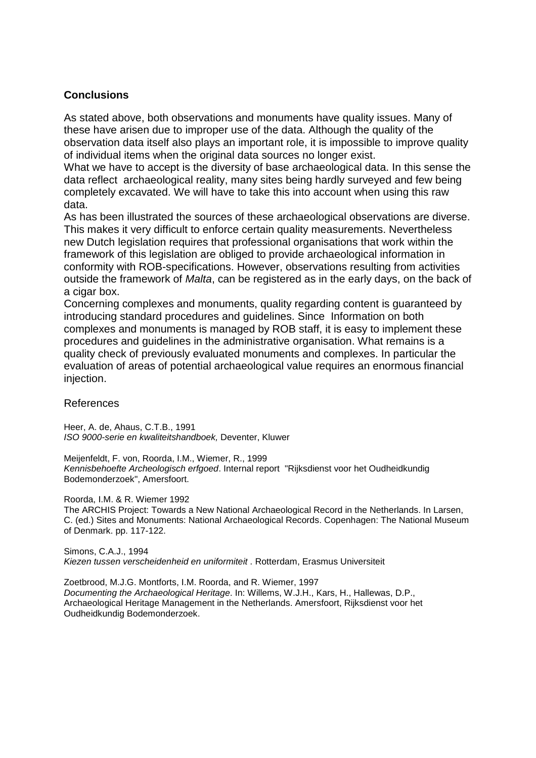## Conclusions

As stated above, both observations and monuments have quality issues. Many of these have arisen due to improper use of the data. Although the quality of the observation data itself also plays an important role, it is impossible to improve quality of individual items when the original data sources no longer exist.

What we have to accept is the diversity of base archaeological data. In this sense the data reflect archaeological reality, many sites being hardly surveyed and few being completely excavated. We will have to take this into account when using this raw data.

As has been illustrated the sources of these archaeological observations are diverse. This makes it very difficult to enforce certain quality measurements. Nevertheless new Dutch legislation requires that professional organisations that work within the framework of this legislation are obliged to provide archaeological information in conformity with ROB-specifications. However, observations resulting from activities outside the framework of *Malta*, can be registered as in the early days, on the back of a cigar box.

Concerning complexes and monuments, quality regarding content is guaranteed by introducing standard procedures and guidelines. Since Information on both complexes and monuments is managed by ROB staff, it is easy to implement these procedures and guidelines in the administrative organisation. What remains is a quality check of previously evaluated monuments and complexes. In particular the evaluation of areas of potential archaeological value requires an enormous financial injection.

## References

Heer, A. de, Ahaus, C.T.B., 1991
*ISO 9000-serie en kwaliteitshandboek,* Deventer, Kluwer

Meijenfeldt, F. von, Roorda, I.M., Wiemer, R., 1999
*Kennisbehoefte Archeologisch erfgoed*. Internal report "Rijksdienst voor het Oudheidkundig Bodemonderzoek", Amersfoort.

Roorda, I.M. & R. Wiemer 1992
The ARCHIS Project: Towards a New National Archaeological Record in the Netherlands. In Larsen, C. (ed.) Sites and Monuments: National Archaeological Records. Copenhagen: The National Museum of Denmark. pp. 117-122.

Simons, C.A.J., 1994
*Kiezen tussen verscheidenheid en uniformiteit* . Rotterdam, Erasmus Universiteit

Zoetbrood, M.J.G. Montforts, I.M. Roorda, and R. Wiemer, 1997
*Documenting the Archaeological Heritage*. In: Willems, W.J.H., Kars, H., Hallewas, D.P., Archaeological Heritage Management in the Netherlands. Amersfoort, Rijksdienst voor het Oudheidkundig Bodemonderzoek.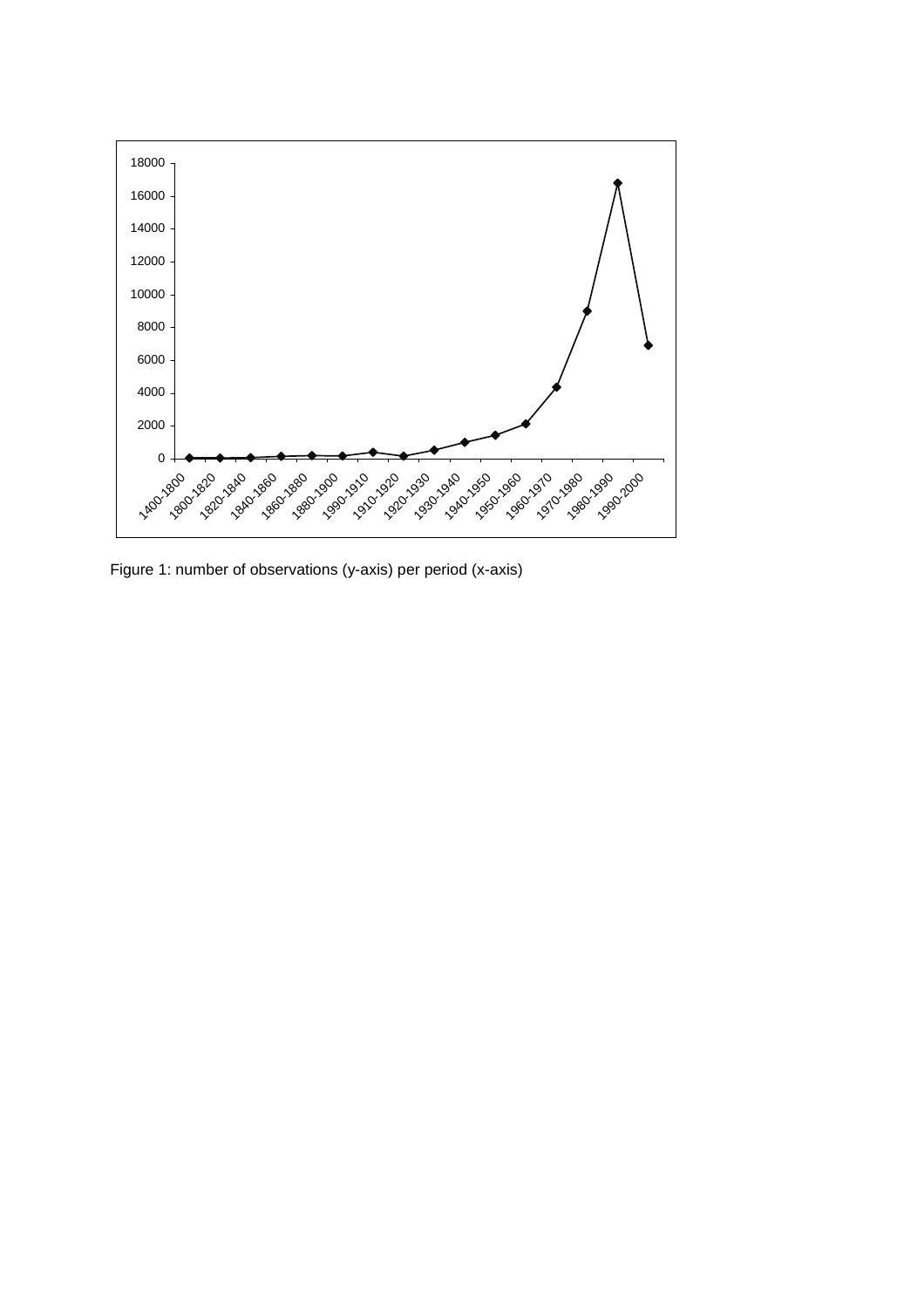Figure 1: number of observations (y-axis) per period (x-axis)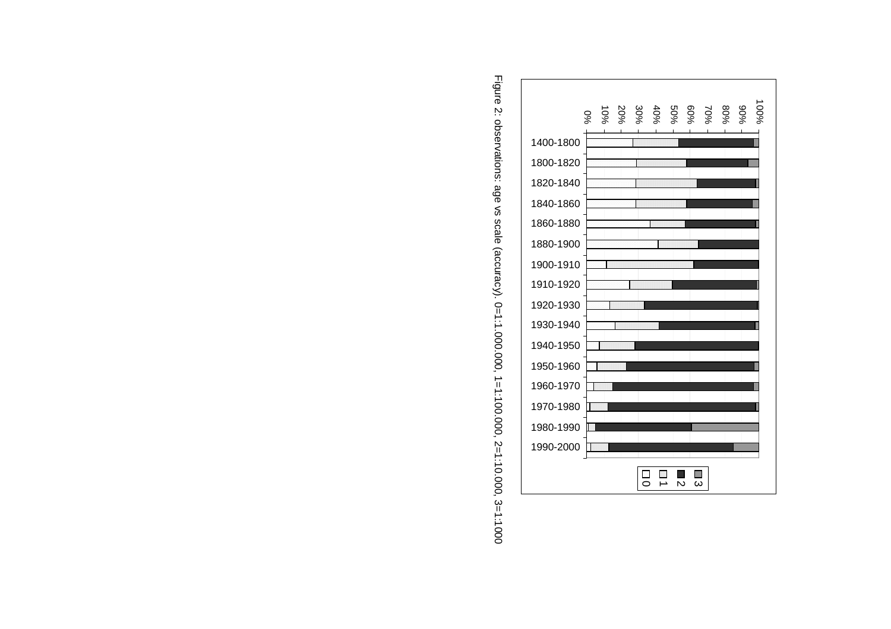Figure 2: observations: age vs scale (accuracy). 0=1:1.000.000, 1=1:100.000, 2=1:10.000, 3=1:1000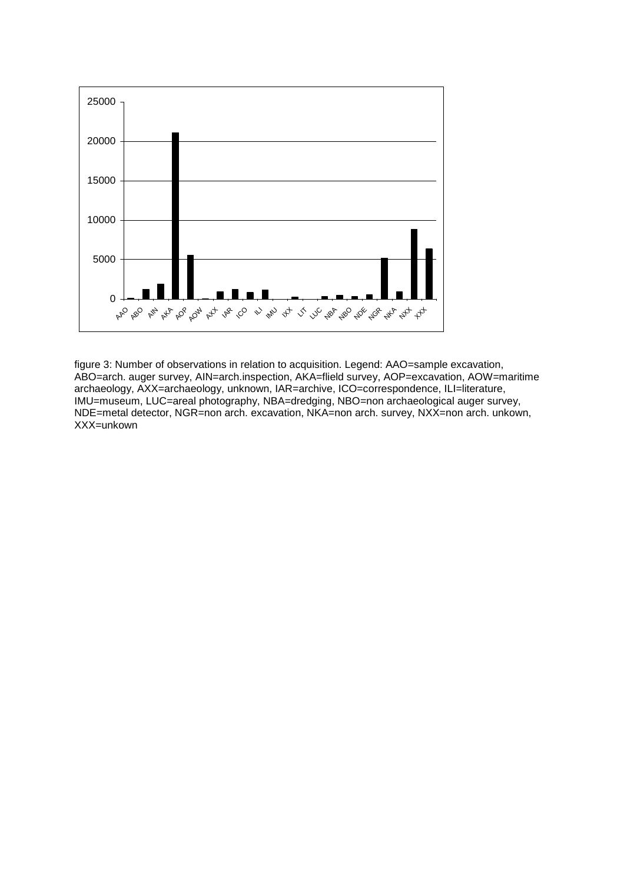figure 3: Number of observations in relation to acquisition. Legend: AAO=sample excavation, ABO=arch. auger survey, AIN=arch.inspection, AKA=flield survey, AOP=excavation, AOW=maritime archaeology, AXX=archaeology, unknown, IAR=archive, ICO=correspondence, ILI=literature, IMU=museum, LUC=areal photography, NBA=dredging, NBO=non archaeological auger survey, NDE=metal detector, NGR=non arch. excavation, NKA=non arch. survey, NXX=non arch. unkown, XXX=unkown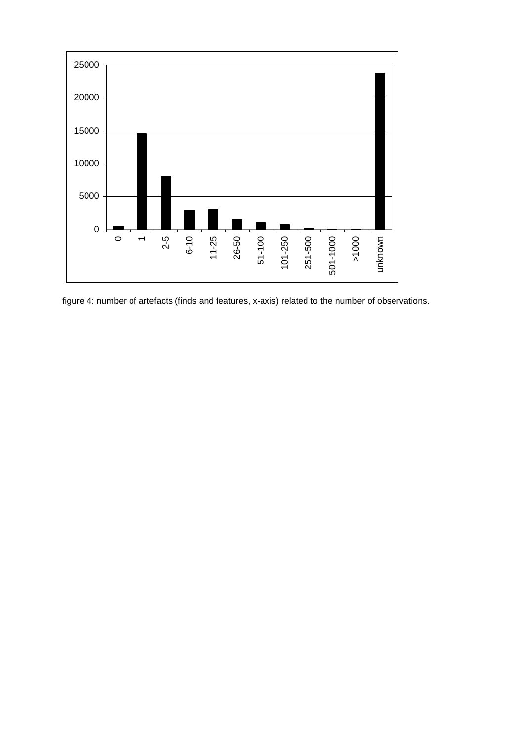figure 4: number of artefacts (finds and features, x-axis) related to the number of observations.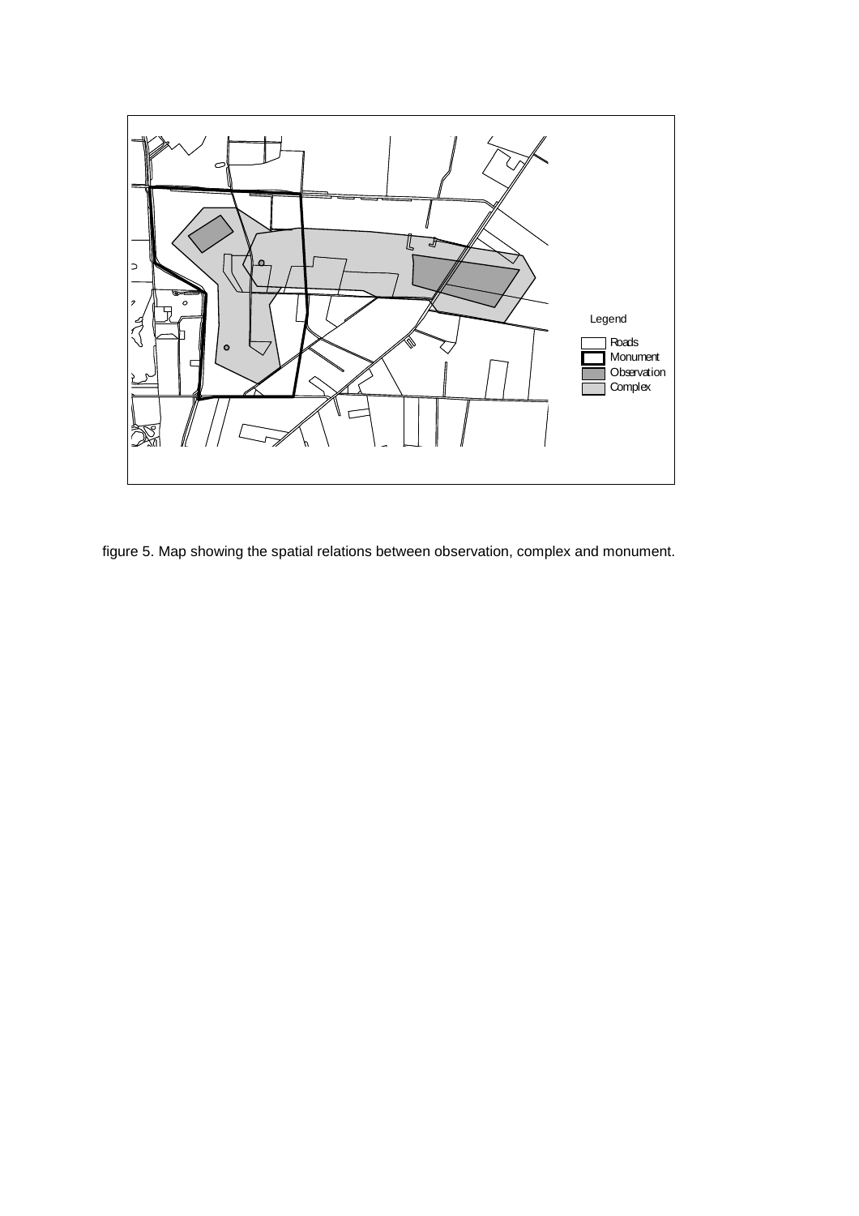figure 5. Map showing the spatial relations between observation, complex and monument.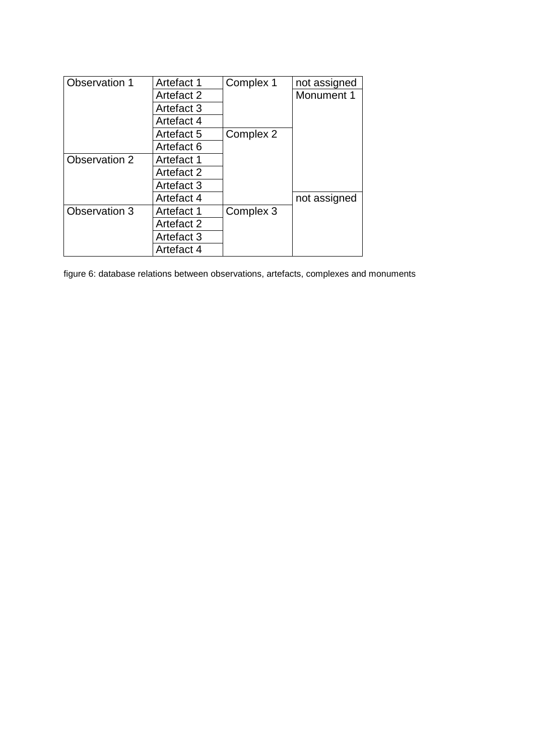| | | | |
|---|---|---|---|
| Observation 1 | Artefact 1 | Complex 1 | not assigned |
| | Artefact 2 | | Monument 1 |
| | Artefact 3 | | |
| | Artefact 4 | | |
| | Artefact 5 | Complex 2 | |
| | Artefact 6 | | |
| Observation 2 | Artefact 1 | | |
| | Artefact 2 | | |
| | Artefact 3 | | |
| | Artefact 4 | | not assigned |
| Observation 3 | Artefact 1 | Complex 3 | |
| | Artefact 2 | | |
| | Artefact 3 | | |
| | Artefact 4 | | |

figure 6: database relations between observations, artefacts, complexes and monuments